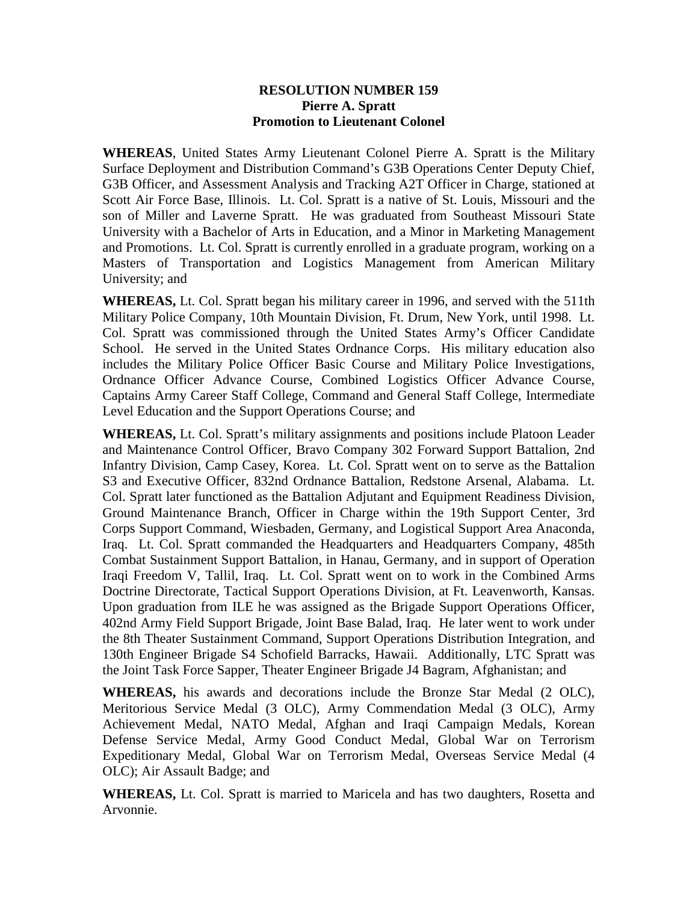**RESOLUTION NUMBER 159**
**Pierre A. Spratt**
**Promotion to Lieutenant Colonel**

**WHEREAS**, United States Army Lieutenant Colonel Pierre A. Spratt is the Military Surface Deployment and Distribution Command's G3B Operations Center Deputy Chief, G3B Officer, and Assessment Analysis and Tracking A2T Officer in Charge, stationed at Scott Air Force Base, Illinois. Lt. Col. Spratt is a native of St. Louis, Missouri and the son of Miller and Laverne Spratt. He was graduated from Southeast Missouri State University with a Bachelor of Arts in Education, and a Minor in Marketing Management and Promotions. Lt. Col. Spratt is currently enrolled in a graduate program, working on a Masters of Transportation and Logistics Management from American Military University; and

**WHEREAS,** Lt. Col. Spratt began his military career in 1996, and served with the 511th Military Police Company, 10th Mountain Division, Ft. Drum, New York, until 1998. Lt. Col. Spratt was commissioned through the United States Army's Officer Candidate School. He served in the United States Ordnance Corps. His military education also includes the Military Police Officer Basic Course and Military Police Investigations, Ordnance Officer Advance Course, Combined Logistics Officer Advance Course, Captains Army Career Staff College, Command and General Staff College, Intermediate Level Education and the Support Operations Course; and

**WHEREAS,** Lt. Col. Spratt's military assignments and positions include Platoon Leader and Maintenance Control Officer, Bravo Company 302 Forward Support Battalion, 2nd Infantry Division, Camp Casey, Korea. Lt. Col. Spratt went on to serve as the Battalion S3 and Executive Officer, 832nd Ordnance Battalion, Redstone Arsenal, Alabama. Lt. Col. Spratt later functioned as the Battalion Adjutant and Equipment Readiness Division, Ground Maintenance Branch, Officer in Charge within the 19th Support Center, 3rd Corps Support Command, Wiesbaden, Germany, and Logistical Support Area Anaconda, Iraq. Lt. Col. Spratt commanded the Headquarters and Headquarters Company, 485th Combat Sustainment Support Battalion, in Hanau, Germany, and in support of Operation Iraqi Freedom V, Tallil, Iraq. Lt. Col. Spratt went on to work in the Combined Arms Doctrine Directorate, Tactical Support Operations Division, at Ft. Leavenworth, Kansas. Upon graduation from ILE he was assigned as the Brigade Support Operations Officer, 402nd Army Field Support Brigade, Joint Base Balad, Iraq. He later went to work under the 8th Theater Sustainment Command, Support Operations Distribution Integration, and 130th Engineer Brigade S4 Schofield Barracks, Hawaii. Additionally, LTC Spratt was the Joint Task Force Sapper, Theater Engineer Brigade J4 Bagram, Afghanistan; and

**WHEREAS,** his awards and decorations include the Bronze Star Medal (2 OLC), Meritorious Service Medal (3 OLC), Army Commendation Medal (3 OLC), Army Achievement Medal, NATO Medal, Afghan and Iraqi Campaign Medals, Korean Defense Service Medal, Army Good Conduct Medal, Global War on Terrorism Expeditionary Medal, Global War on Terrorism Medal, Overseas Service Medal (4 OLC); Air Assault Badge; and

**WHEREAS,** Lt. Col. Spratt is married to Maricela and has two daughters, Rosetta and Arvonnie.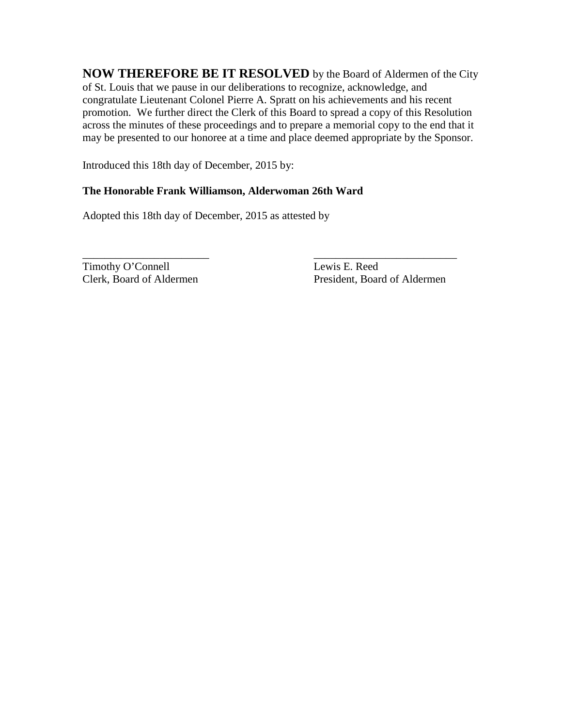**NOW THEREFORE BE IT RESOLVED** by the Board of Aldermen of the City of St. Louis that we pause in our deliberations to recognize, acknowledge, and congratulate Lieutenant Colonel Pierre A. Spratt on his achievements and his recent promotion. We further direct the Clerk of this Board to spread a copy of this Resolution across the minutes of these proceedings and to prepare a memorial copy to the end that it may be presented to our honoree at a time and place deemed appropriate by the Sponsor.

Introduced this 18th day of December, 2015 by:

**The Honorable Frank Williamson, Alderwoman 26th Ward**

Adopted this 18th day of December, 2015 as attested by

| | |
|---|---|
| _______________________ | __________________________ |
| Timothy O'Connell | Lewis E. Reed |
| Clerk, Board of Aldermen | President, Board of Aldermen |